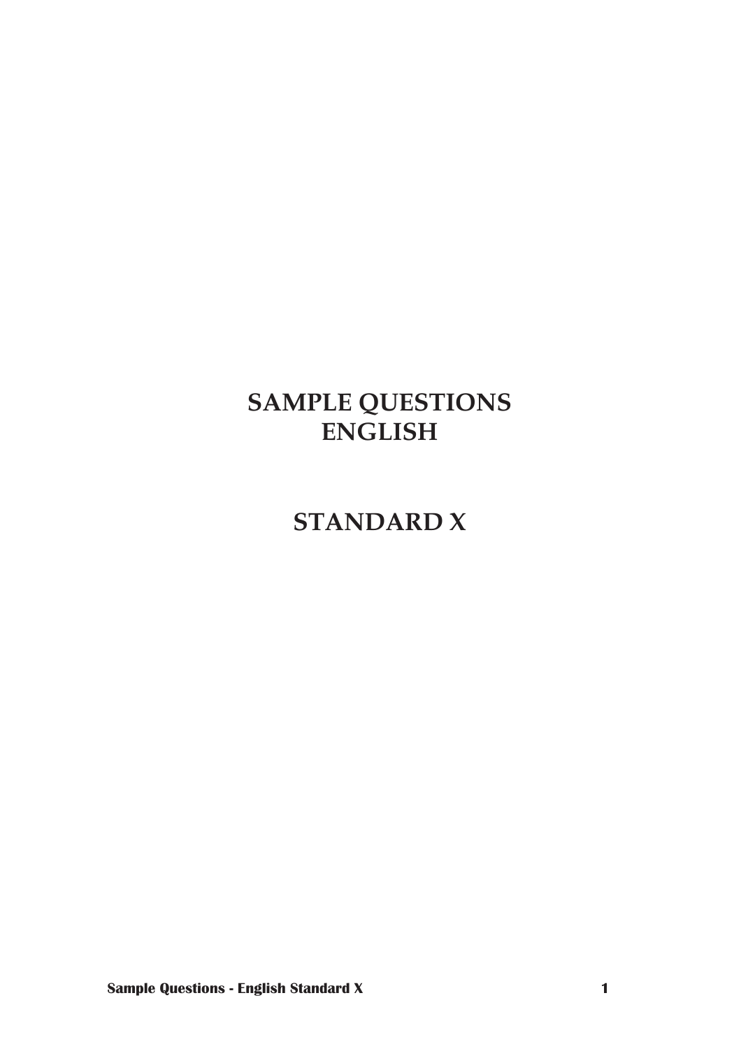# SAMPLE QUESTIONS
# ENGLISH

# STANDARD X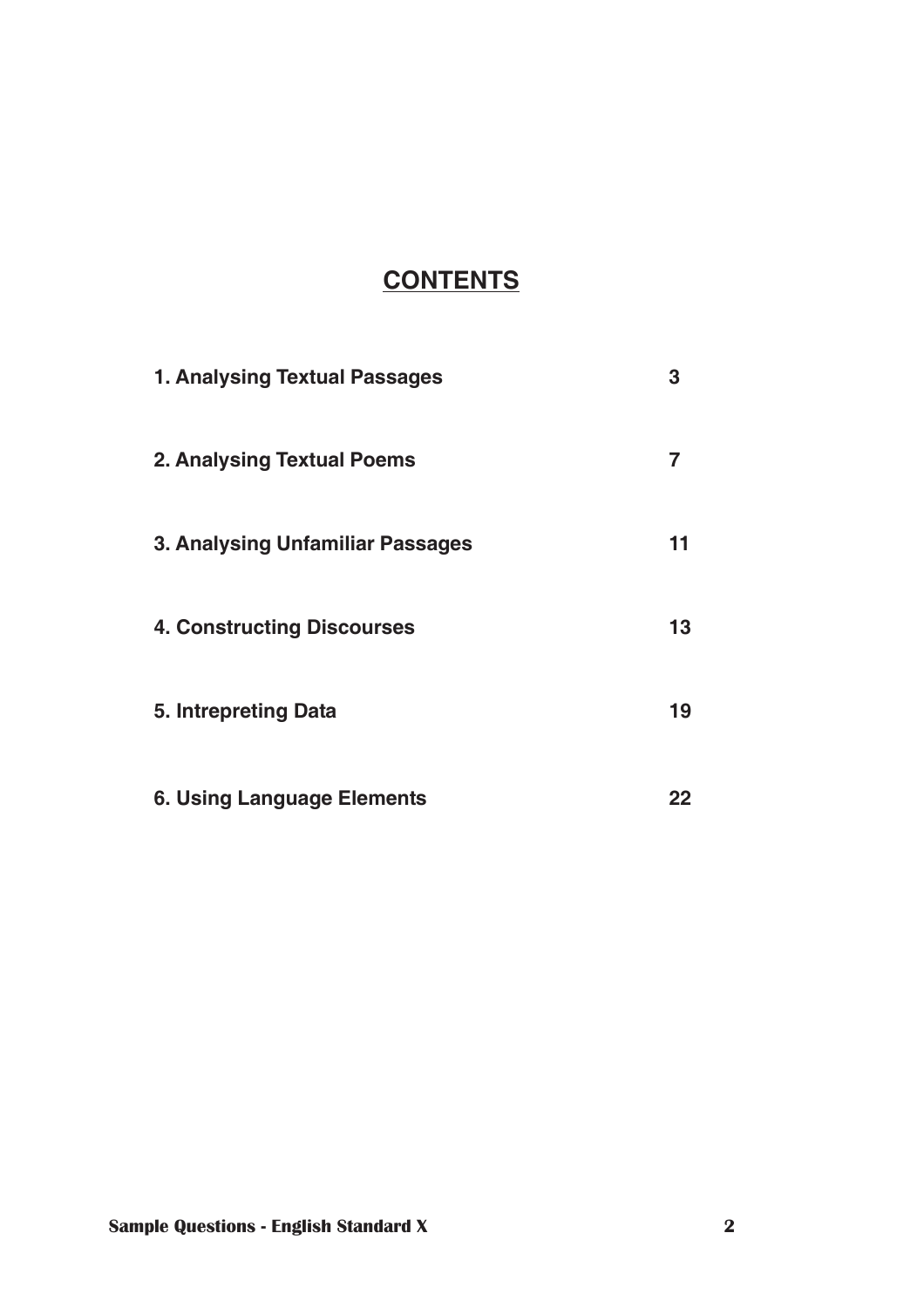# CONTENTS

| | |
|---|---|
| 1. Analysing Textual Passages | 3 |
| 2. Analysing Textual Poems | 7 |
| 3. Analysing Unfamiliar Passages | 11 |
| 4. Constructing Discourses | 13 |
| 5. Intrepreting Data | 19 |
| 6. Using Language Elements | 22 |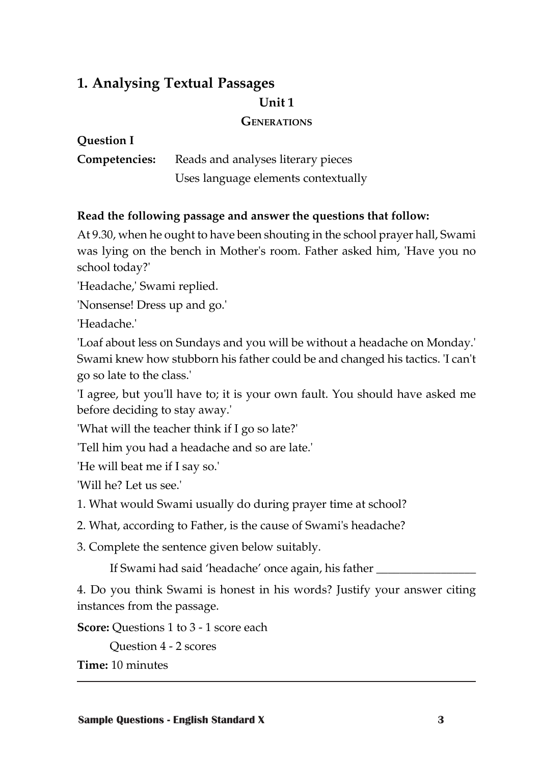## 1. Analysing Textual Passages

### Unit 1

### GENERATIONS

**Question I**

**Competencies:** Reads and analyses literary pieces
Uses language elements contextually

**Read the following passage and answer the questions that follow:**

At 9.30, when he ought to have been shouting in the school prayer hall, Swami was lying on the bench in Mother's room. Father asked him, 'Have you no school today?'

'Headache,' Swami replied.

'Nonsense! Dress up and go.'

'Headache.'

'Loaf about less on Sundays and you will be without a headache on Monday.' Swami knew how stubborn his father could be and changed his tactics. 'I can't go so late to the class.'

'I agree, but you'll have to; it is your own fault. You should have asked me before deciding to stay away.'

'What will the teacher think if I go so late?'

'Tell him you had a headache and so are late.'

'He will beat me if I say so.'

'Will he? Let us see.'

1. What would Swami usually do during prayer time at school?

2. What, according to Father, is the cause of Swami's headache?

3. Complete the sentence given below suitably.

   If Swami had said 'headache' once again, his father _________________

4. Do you think Swami is honest in his words? Justify your answer citing instances from the passage.

**Score:** Questions 1 to 3 - 1 score each

Question 4 - 2 scores

**Time:** 10 minutes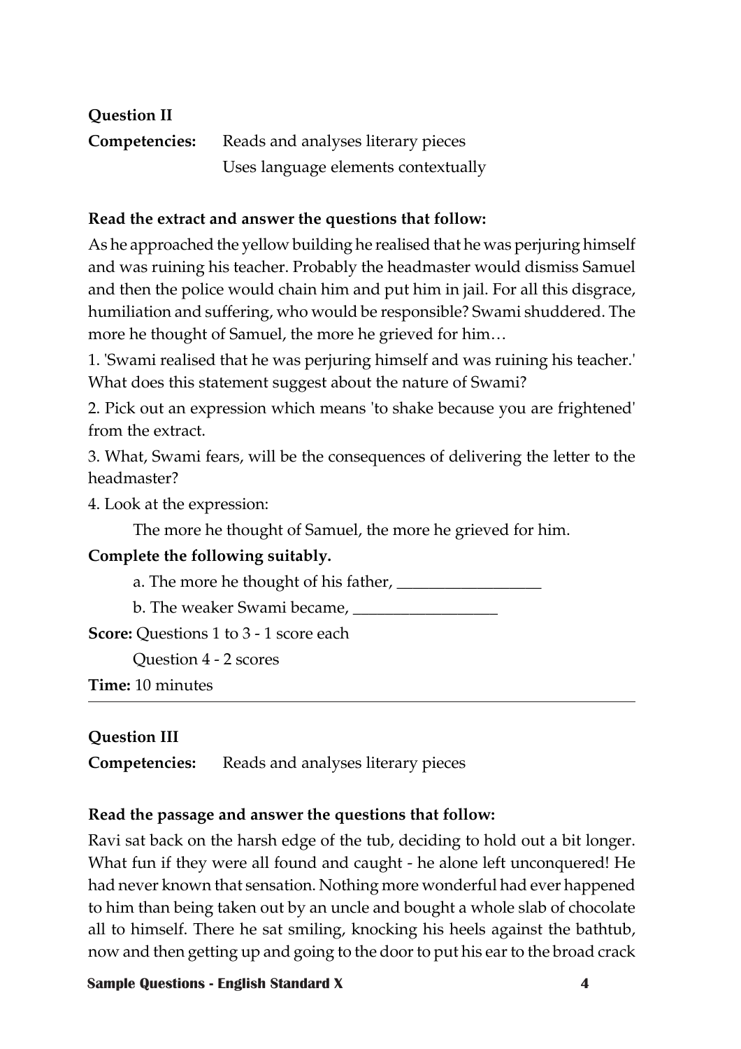**Question II**

**Competencies:** Reads and analyses literary pieces
Uses language elements contextually

**Read the extract and answer the questions that follow:**

As he approached the yellow building he realised that he was perjuring himself and was ruining his teacher. Probably the headmaster would dismiss Samuel and then the police would chain him and put him in jail. For all this disgrace, humiliation and suffering, who would be responsible? Swami shuddered. The more he thought of Samuel, the more he grieved for him…

1. 'Swami realised that he was perjuring himself and was ruining his teacher.' What does this statement suggest about the nature of Swami?

2. Pick out an expression which means 'to shake because you are frightened' from the extract.

3. What, Swami fears, will be the consequences of delivering the letter to the headmaster?

4. Look at the expression:

   The more he thought of Samuel, the more he grieved for him.

**Complete the following suitably.**

a. The more he thought of his father, _________________

b. The weaker Swami became, _________________

**Score:** Questions 1 to 3 - 1 score each

Question 4 - 2 scores

**Time:** 10 minutes

---

**Question III**

**Competencies:** Reads and analyses literary pieces

**Read the passage and answer the questions that follow:**

Ravi sat back on the harsh edge of the tub, deciding to hold out a bit longer. What fun if they were all found and caught - he alone left unconquered! He had never known that sensation. Nothing more wonderful had ever happened to him than being taken out by an uncle and bought a whole slab of chocolate all to himself. There he sat smiling, knocking his heels against the bathtub, now and then getting up and going to the door to put his ear to the broad crack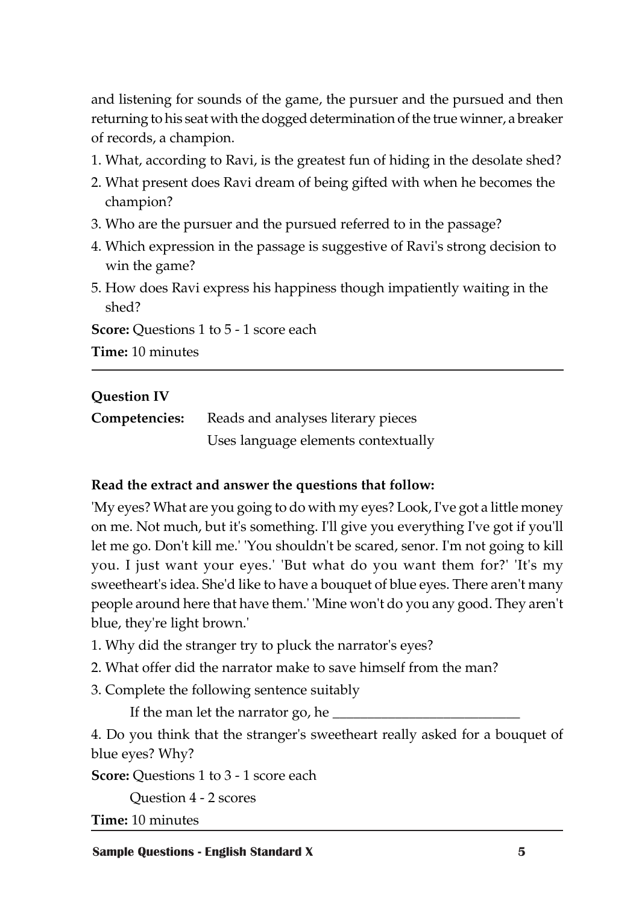and listening for sounds of the game, the pursuer and the pursued and then returning to his seat with the dogged determination of the true winner, a breaker of records, a champion.

1. What, according to Ravi, is the greatest fun of hiding in the desolate shed?
2. What present does Ravi dream of being gifted with when he becomes the champion?
3. Who are the pursuer and the pursued referred to in the passage?
4. Which expression in the passage is suggestive of Ravi's strong decision to win the game?
5. How does Ravi express his happiness though impatiently waiting in the shed?

**Score:** Questions 1 to 5 - 1 score each

**Time:** 10 minutes

---

**Question IV**

**Competencies:** Reads and analyses literary pieces
Uses language elements contextually

**Read the extract and answer the questions that follow:**

'My eyes? What are you going to do with my eyes? Look, I've got a little money on me. Not much, but it's something. I'll give you everything I've got if you'll let me go. Don't kill me.' 'You shouldn't be scared, senor. I'm not going to kill you. I just want your eyes.' 'But what do you want them for?' 'It's my sweetheart's idea. She'd like to have a bouquet of blue eyes. There aren't many people around here that have them.' 'Mine won't do you any good. They aren't blue, they're light brown.'

1. Why did the stranger try to pluck the narrator's eyes?
2. What offer did the narrator make to save himself from the man?
3. Complete the following sentence suitably

   If the man let the narrator go, he \_\_\_\_\_\_\_\_\_\_\_\_\_\_\_\_\_\_\_\_\_\_\_\_\_\_

4. Do you think that the stranger's sweetheart really asked for a bouquet of blue eyes? Why?

**Score:** Questions 1 to 3 - 1 score each

Question 4 - 2 scores

**Time:** 10 minutes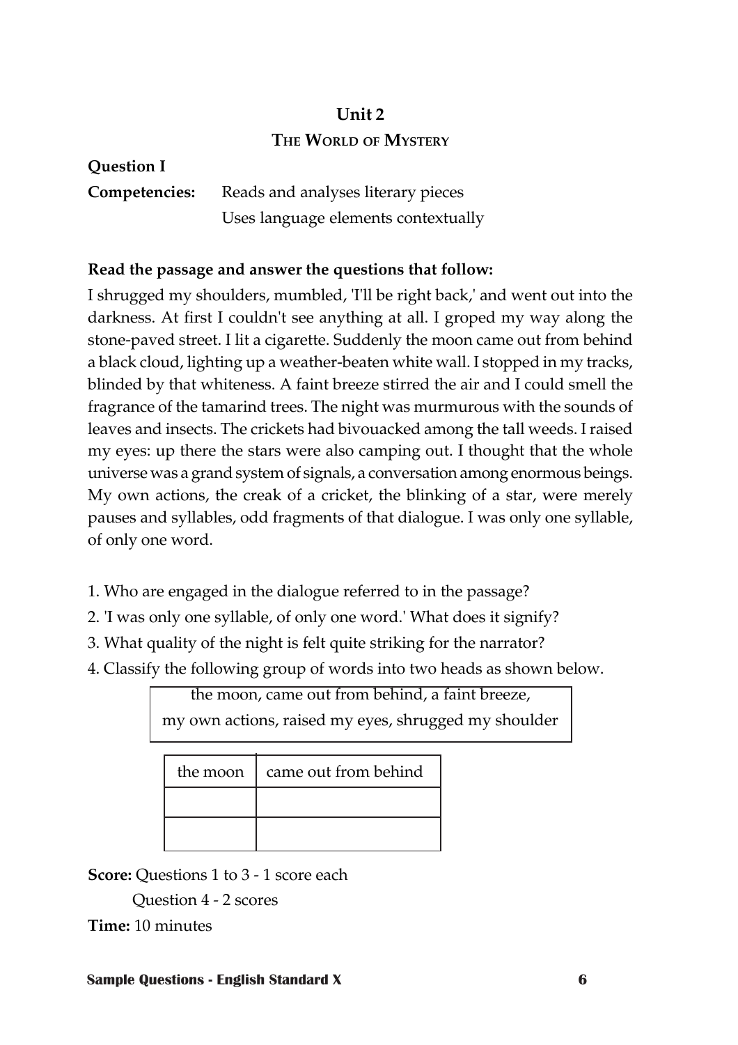# Unit 2

## THE WORLD OF MYSTERY

**Question I**

**Competencies:** Reads and analyses literary pieces
Uses language elements contextually

**Read the passage and answer the questions that follow:**

I shrugged my shoulders, mumbled, 'I'll be right back,' and went out into the darkness. At first I couldn't see anything at all. I groped my way along the stone-paved street. I lit a cigarette. Suddenly the moon came out from behind a black cloud, lighting up a weather-beaten white wall. I stopped in my tracks, blinded by that whiteness. A faint breeze stirred the air and I could smell the fragrance of the tamarind trees. The night was murmurous with the sounds of leaves and insects. The crickets had bivouacked among the tall weeds. I raised my eyes: up there the stars were also camping out. I thought that the whole universe was a grand system of signals, a conversation among enormous beings. My own actions, the creak of a cricket, the blinking of a star, were merely pauses and syllables, odd fragments of that dialogue. I was only one syllable, of only one word.

1. Who are engaged in the dialogue referred to in the passage?
2. 'I was only one syllable, of only one word.' What does it signify?
3. What quality of the night is felt quite striking for the narrator?
4. Classify the following group of words into two heads as shown below.

| the moon, came out from behind, a faint breeze, my own actions, raised my eyes, shrugged my shoulder |
|---|

| the moon | came out from behind |
|---|---|
| | |
| | |

**Score:** Questions 1 to 3 - 1 score each
Question 4 - 2 scores

**Time:** 10 minutes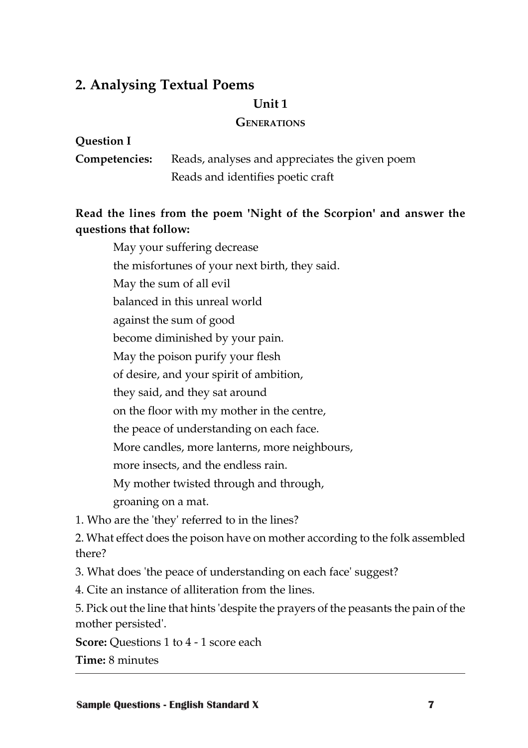## 2. Analysing Textual Poems

### Unit 1

#### GENERATIONS

**Question I**

**Competencies:** Reads, analyses and appreciates the given poem
Reads and identifies poetic craft

**Read the lines from the poem 'Night of the Scorpion' and answer the questions that follow:**

May your suffering decrease
the misfortunes of your next birth, they said.
May the sum of all evil
balanced in this unreal world
against the sum of good
become diminished by your pain.
May the poison purify your flesh
of desire, and your spirit of ambition,
they said, and they sat around
on the floor with my mother in the centre,
the peace of understanding on each face.
More candles, more lanterns, more neighbours,
more insects, and the endless rain.
My mother twisted through and through,
groaning on a mat.

1. Who are the 'they' referred to in the lines?

2. What effect does the poison have on mother according to the folk assembled there?

3. What does 'the peace of understanding on each face' suggest?

4. Cite an instance of alliteration from the lines.

5. Pick out the line that hints 'despite the prayers of the peasants the pain of the mother persisted'.

**Score:** Questions 1 to 4 - 1 score each

**Time:** 8 minutes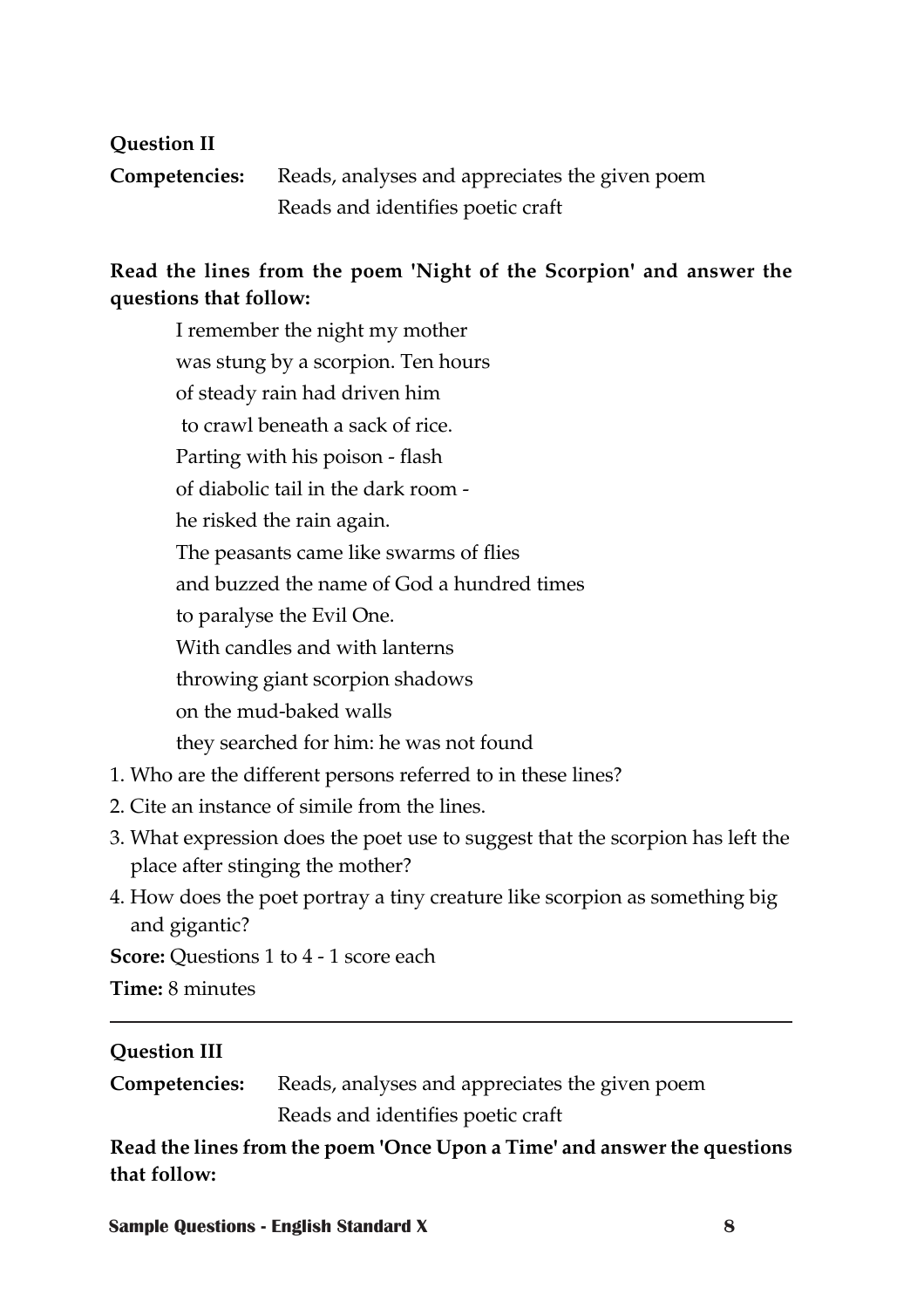**Question II**

**Competencies:** Reads, analyses and appreciates the given poem
Reads and identifies poetic craft

**Read the lines from the poem 'Night of the Scorpion' and answer the questions that follow:**

> I remember the night my mother
> was stung by a scorpion. Ten hours
> of steady rain had driven him
> to crawl beneath a sack of rice.
> Parting with his poison - flash
> of diabolic tail in the dark room -
> he risked the rain again.
> The peasants came like swarms of flies
> and buzzed the name of God a hundred times
> to paralyse the Evil One.
> With candles and with lanterns
> throwing giant scorpion shadows
> on the mud-baked walls
> they searched for him: he was not found

1. Who are the different persons referred to in these lines?
2. Cite an instance of simile from the lines.
3. What expression does the poet use to suggest that the scorpion has left the place after stinging the mother?
4. How does the poet portray a tiny creature like scorpion as something big and gigantic?

**Score:** Questions 1 to 4 - 1 score each

**Time:** 8 minutes

---

**Question III**

**Competencies:** Reads, analyses and appreciates the given poem
Reads and identifies poetic craft

**Read the lines from the poem 'Once Upon a Time' and answer the questions that follow:**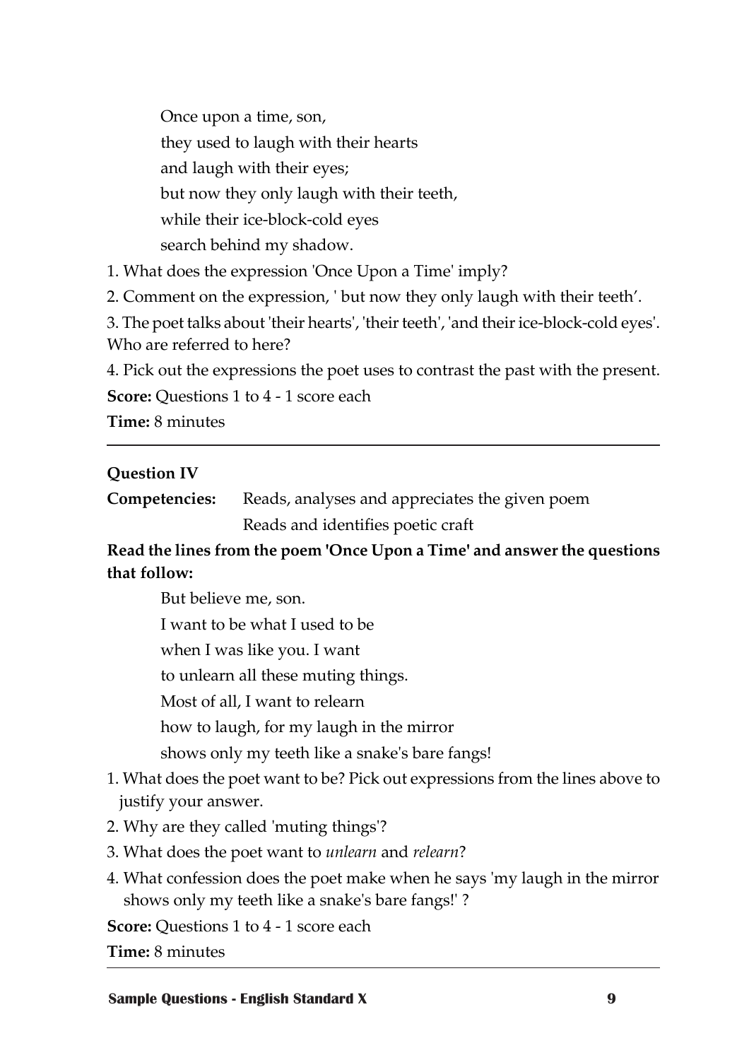Once upon a time, son,  
they used to laugh with their hearts  
and laugh with their eyes;  
but now they only laugh with their teeth,  
while their ice-block-cold eyes  
search behind my shadow.

1. What does the expression 'Once Upon a Time' imply?
2. Comment on the expression, ' but now they only laugh with their teeth'.
3. The poet talks about 'their hearts', 'their teeth', 'and their ice-block-cold eyes'. Who are referred to here?
4. Pick out the expressions the poet uses to contrast the past with the present.

**Score:** Questions 1 to 4 - 1 score each

**Time:** 8 minutes

---

**Question IV**

**Competencies:** Reads, analyses and appreciates the given poem  
Reads and identifies poetic craft

**Read the lines from the poem 'Once Upon a Time' and answer the questions that follow:**

But believe me, son.  
I want to be what I used to be  
when I was like you. I want  
to unlearn all these muting things.  
Most of all, I want to relearn  
how to laugh, for my laugh in the mirror  
shows only my teeth like a snake's bare fangs!

1. What does the poet want to be? Pick out expressions from the lines above to justify your answer.
2. Why are they called 'muting things'?
3. What does the poet want to *unlearn* and *relearn*?
4. What confession does the poet make when he says 'my laugh in the mirror shows only my teeth like a snake's bare fangs!' ?

**Score:** Questions 1 to 4 - 1 score each

**Time:** 8 minutes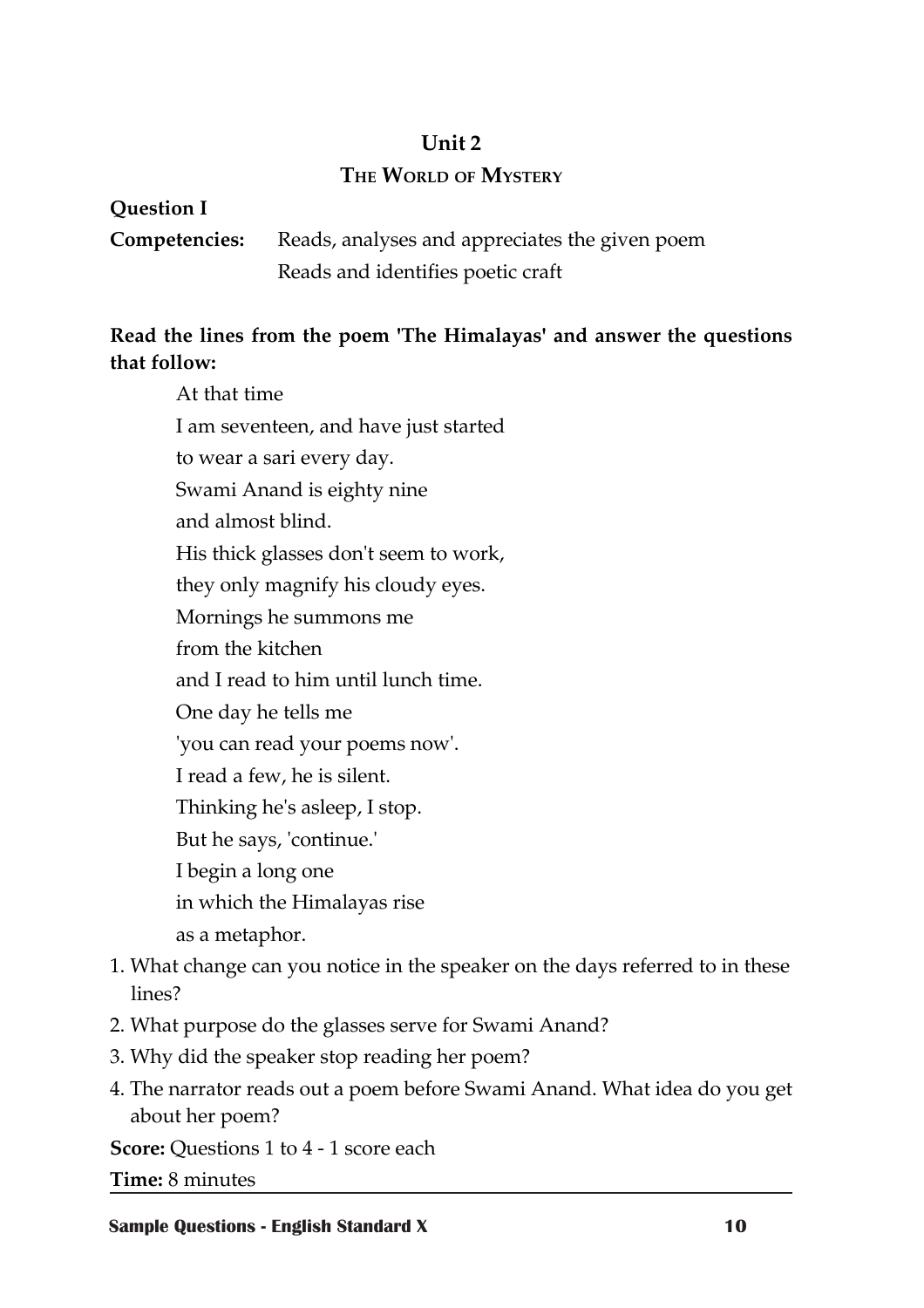## Unit 2

### The World of Mystery

**Question I**

**Competencies:** Reads, analyses and appreciates the given poem
Reads and identifies poetic craft

**Read the lines from the poem 'The Himalayas' and answer the questions that follow:**

At that time  
I am seventeen, and have just started  
to wear a sari every day.  
Swami Anand is eighty nine  
and almost blind.  
His thick glasses don't seem to work,  
they only magnify his cloudy eyes.  
Mornings he summons me  
from the kitchen  
and I read to him until lunch time.  
One day he tells me  
'you can read your poems now'.  
I read a few, he is silent.  
Thinking he's asleep, I stop.  
But he says, 'continue.'  
I begin a long one  
in which the Himalayas rise  
as a metaphor.

1. What change can you notice in the speaker on the days referred to in these lines?
2. What purpose do the glasses serve for Swami Anand?
3. Why did the speaker stop reading her poem?
4. The narrator reads out a poem before Swami Anand. What idea do you get about her poem?

**Score:** Questions 1 to 4 - 1 score each

**Time:** 8 minutes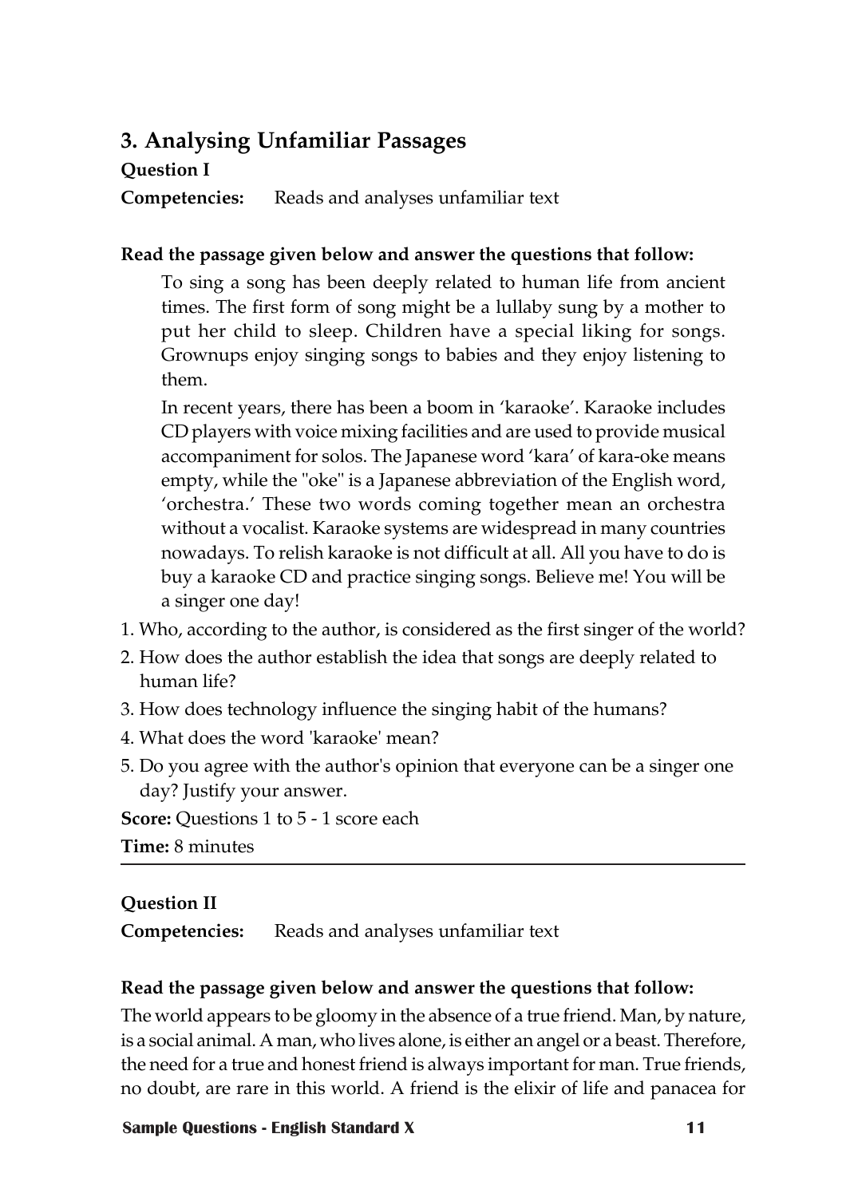## 3. Analysing Unfamiliar Passages

**Question I**

**Competencies:** Reads and analyses unfamiliar text

**Read the passage given below and answer the questions that follow:**

> To sing a song has been deeply related to human life from ancient times. The first form of song might be a lullaby sung by a mother to put her child to sleep. Children have a special liking for songs. Grownups enjoy singing songs to babies and they enjoy listening to them.
>
> In recent years, there has been a boom in 'karaoke'. Karaoke includes CD players with voice mixing facilities and are used to provide musical accompaniment for solos. The Japanese word 'kara' of kara-oke means empty, while the "oke" is a Japanese abbreviation of the English word, 'orchestra.' These two words coming together mean an orchestra without a vocalist. Karaoke systems are widespread in many countries nowadays. To relish karaoke is not difficult at all. All you have to do is buy a karaoke CD and practice singing songs. Believe me! You will be a singer one day!

1. Who, according to the author, is considered as the first singer of the world?
2. How does the author establish the idea that songs are deeply related to human life?
3. How does technology influence the singing habit of the humans?
4. What does the word 'karaoke' mean?
5. Do you agree with the author's opinion that everyone can be a singer one day? Justify your answer.

**Score:** Questions 1 to 5 - 1 score each

**Time:** 8 minutes

---

**Question II**

**Competencies:** Reads and analyses unfamiliar text

**Read the passage given below and answer the questions that follow:**

The world appears to be gloomy in the absence of a true friend. Man, by nature, is a social animal. A man, who lives alone, is either an angel or a beast. Therefore, the need for a true and honest friend is always important for man. True friends, no doubt, are rare in this world. A friend is the elixir of life and panacea for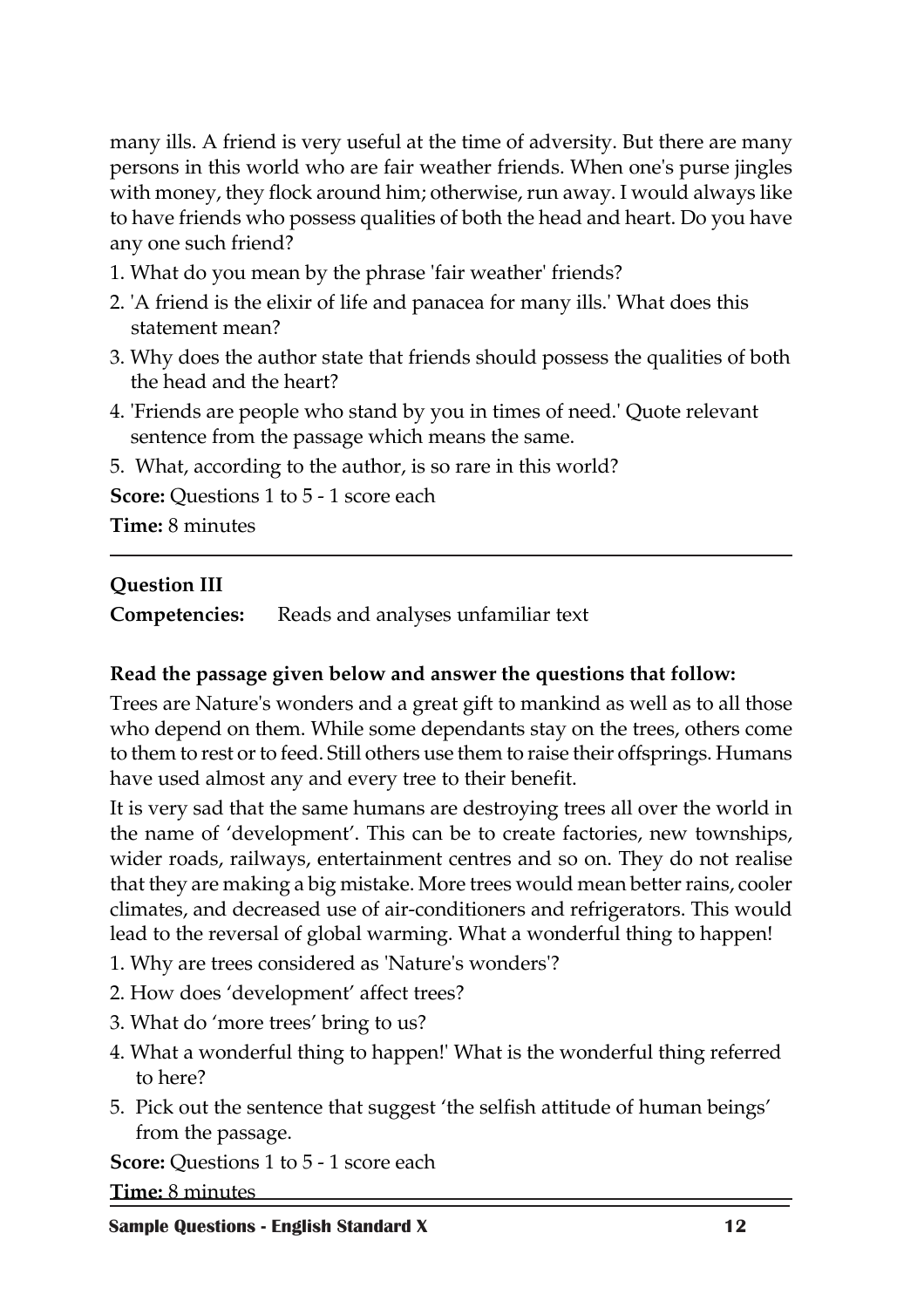many ills. A friend is very useful at the time of adversity. But there are many persons in this world who are fair weather friends. When one's purse jingles with money, they flock around him; otherwise, run away. I would always like to have friends who possess qualities of both the head and heart. Do you have any one such friend?

1. What do you mean by the phrase 'fair weather' friends?
2. 'A friend is the elixir of life and panacea for many ills.' What does this statement mean?
3. Why does the author state that friends should possess the qualities of both the head and the heart?
4. 'Friends are people who stand by you in times of need.' Quote relevant sentence from the passage which means the same.
5. What, according to the author, is so rare in this world?

**Score:** Questions 1 to 5 - 1 score each

**Time:** 8 minutes

---

**Question III**

**Competencies:** Reads and analyses unfamiliar text

**Read the passage given below and answer the questions that follow:**

Trees are Nature's wonders and a great gift to mankind as well as to all those who depend on them. While some dependants stay on the trees, others come to them to rest or to feed. Still others use them to raise their offsprings. Humans have used almost any and every tree to their benefit.

It is very sad that the same humans are destroying trees all over the world in the name of 'development'. This can be to create factories, new townships, wider roads, railways, entertainment centres and so on. They do not realise that they are making a big mistake. More trees would mean better rains, cooler climates, and decreased use of air-conditioners and refrigerators. This would lead to the reversal of global warming. What a wonderful thing to happen!

1. Why are trees considered as 'Nature's wonders'?
2. How does 'development' affect trees?
3. What do 'more trees' bring to us?
4. What a wonderful thing to happen!' What is the wonderful thing referred to here?
5. Pick out the sentence that suggest 'the selfish attitude of human beings' from the passage.

**Score:** Questions 1 to 5 - 1 score each

**Time:** 8 minutes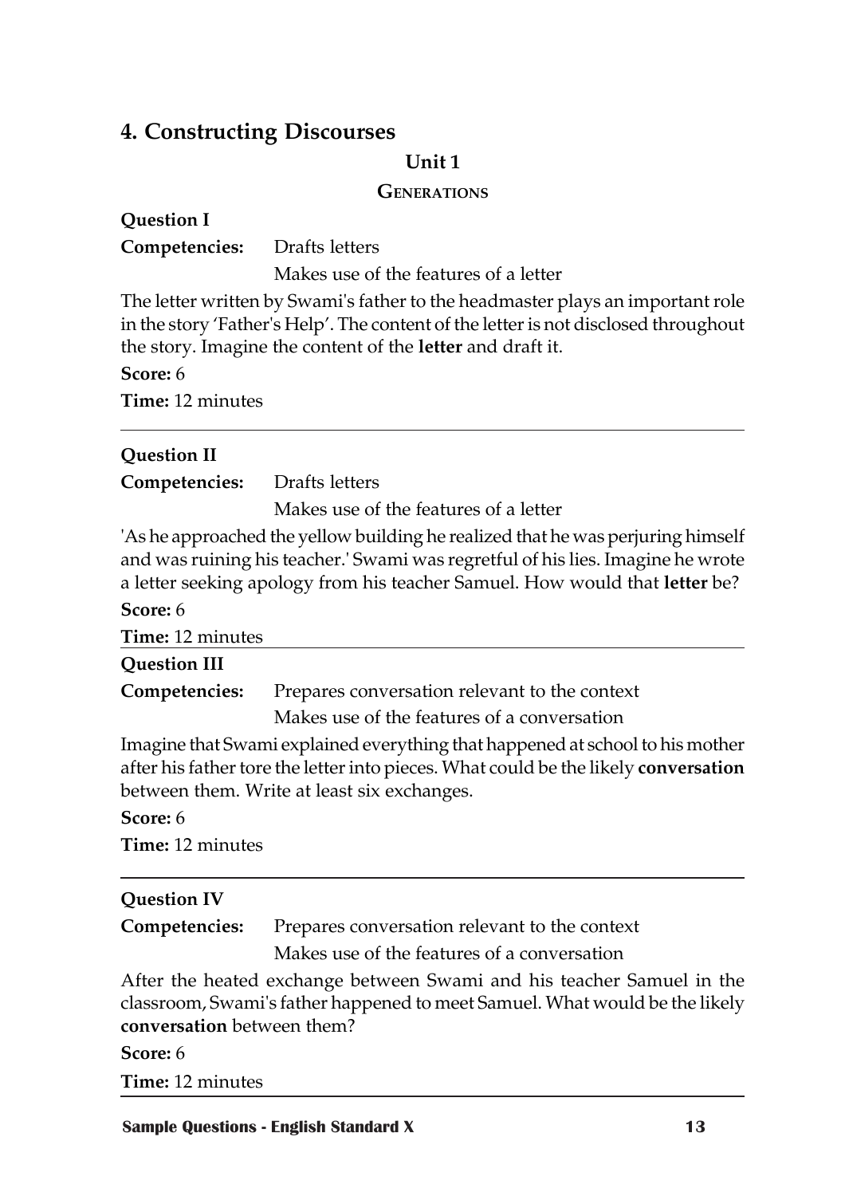## 4. Constructing Discourses

### Unit 1

#### Generations

**Question I**

**Competencies:** Drafts letters

Makes use of the features of a letter

The letter written by Swami's father to the headmaster plays an important role in the story 'Father's Help'. The content of the letter is not disclosed throughout the story. Imagine the content of the **letter** and draft it.

**Score:** 6

**Time:** 12 minutes

---

**Question II**

**Competencies:** Drafts letters

Makes use of the features of a letter

'As he approached the yellow building he realized that he was perjuring himself and was ruining his teacher.' Swami was regretful of his lies. Imagine he wrote a letter seeking apology from his teacher Samuel. How would that **letter** be?

**Score:** 6

**Time:** 12 minutes

---

**Question III**

**Competencies:** Prepares conversation relevant to the context

Makes use of the features of a conversation

Imagine that Swami explained everything that happened at school to his mother after his father tore the letter into pieces. What could be the likely **conversation** between them. Write at least six exchanges.

**Score:** 6

**Time:** 12 minutes

---

**Question IV**

**Competencies:** Prepares conversation relevant to the context

Makes use of the features of a conversation

After the heated exchange between Swami and his teacher Samuel in the classroom, Swami's father happened to meet Samuel. What would be the likely **conversation** between them?

**Score:** 6

**Time:** 12 minutes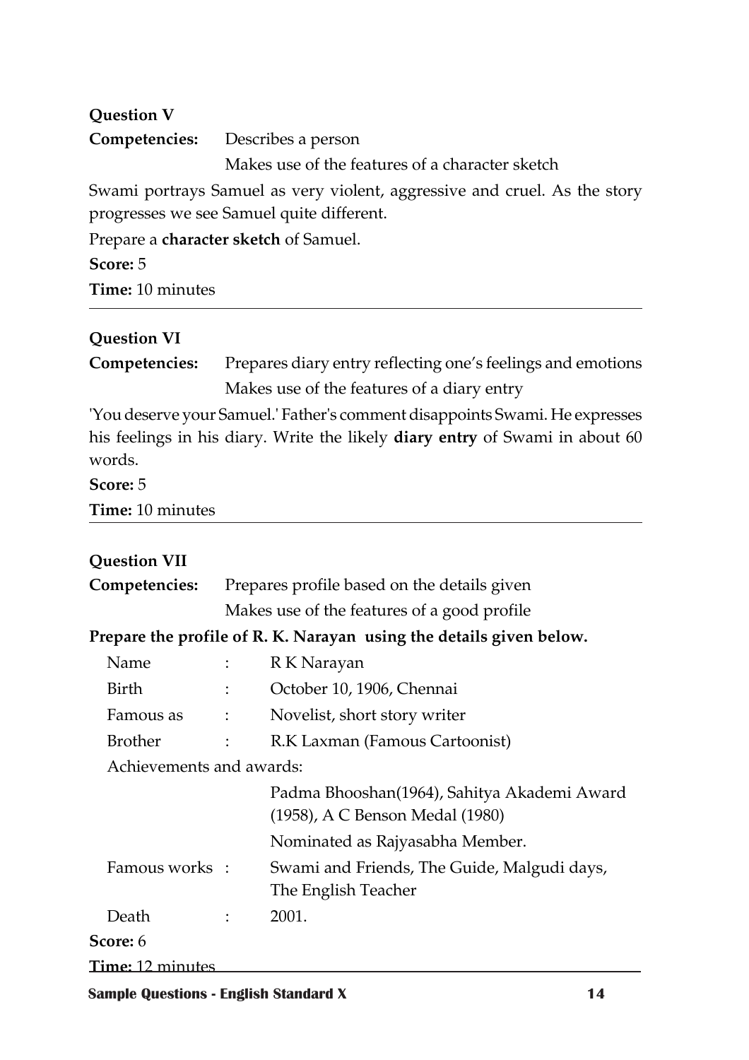**Question V**

**Competencies:** Describes a person

Makes use of the features of a character sketch

Swami portrays Samuel as very violent, aggressive and cruel. As the story progresses we see Samuel quite different.

Prepare a **character sketch** of Samuel.

**Score:** 5

**Time:** 10 minutes

---

**Question VI**

**Competencies:** Prepares diary entry reflecting one's feelings and emotions

Makes use of the features of a diary entry

'You deserve your Samuel.' Father's comment disappoints Swami. He expresses his feelings in his diary. Write the likely **diary entry** of Swami in about 60 words.

**Score:** 5

**Time:** 10 minutes

---

**Question VII**

**Competencies:** Prepares profile based on the details given

Makes use of the features of a good profile

**Prepare the profile of R. K. Narayan using the details given below.**

| | | |
|---|---|---|
| Name | : | R K Narayan |
| Birth | : | October 10, 1906, Chennai |
| Famous as | : | Novelist, short story writer |
| Brother | : | R.K Laxman (Famous Cartoonist) |
| Achievements and awards: | | |
| | | Padma Bhooshan(1964), Sahitya Akademi Award (1958), A C Benson Medal (1980) |
| | | Nominated as Rajyasabha Member. |
| Famous works | : | Swami and Friends, The Guide, Malgudi days, The English Teacher |
| Death | : | 2001. |

**Score:** 6

**Time:** 12 minutes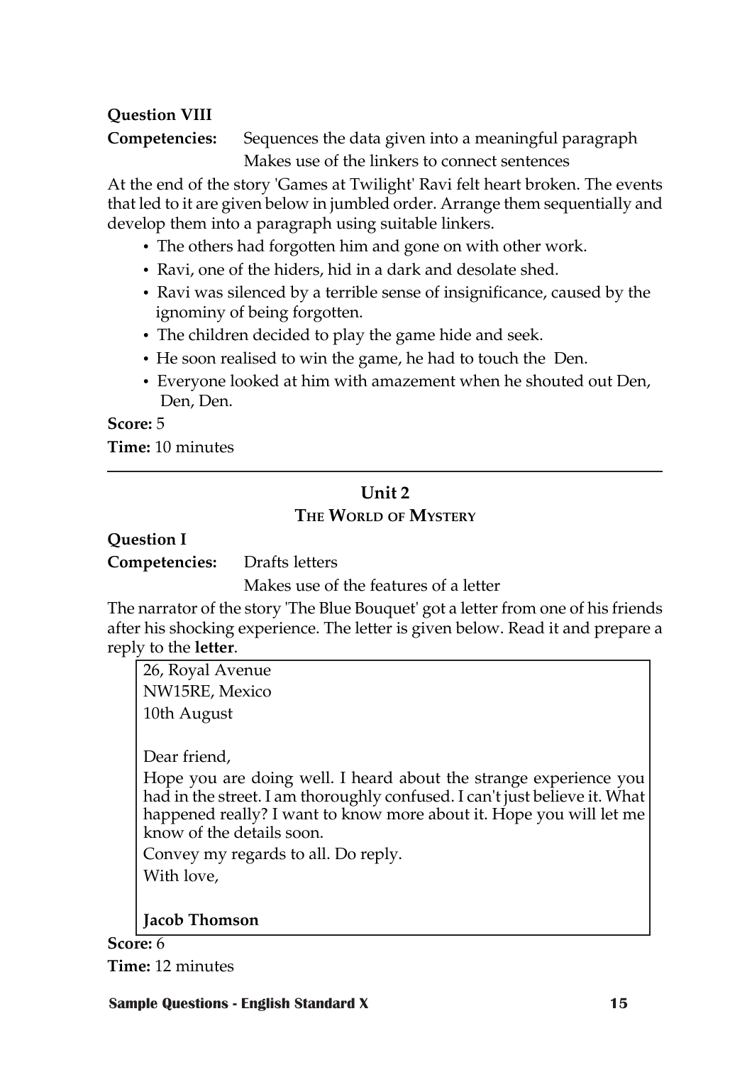**Question VIII**

**Competencies:** Sequences the data given into a meaningful paragraph
Makes use of the linkers to connect sentences

At the end of the story 'Games at Twilight' Ravi felt heart broken. The events that led to it are given below in jumbled order. Arrange them sequentially and develop them into a paragraph using suitable linkers.

- The others had forgotten him and gone on with other work.
- Ravi, one of the hiders, hid in a dark and desolate shed.
- Ravi was silenced by a terrible sense of insignificance, caused by the ignominy of being forgotten.
- The children decided to play the game hide and seek.
- He soon realised to win the game, he had to touch the Den.
- Everyone looked at him with amazement when he shouted out Den, Den, Den.

**Score:** 5

**Time:** 10 minutes

---

## Unit 2

### The World of Mystery

**Question I**

**Competencies:** Drafts letters
Makes use of the features of a letter

The narrator of the story 'The Blue Bouquet' got a letter from one of his friends after his shocking experience. The letter is given below. Read it and prepare a reply to the **letter**.

> 26, Royal Avenue
> NW15RE, Mexico
> 10th August
>
> Dear friend,
>
> Hope you are doing well. I heard about the strange experience you had in the street. I am thoroughly confused. I can't just believe it. What happened really? I want to know more about it. Hope you will let me know of the details soon.
>
> Convey my regards to all. Do reply.
>
> With love,
>
> **Jacob Thomson**

**Score:** 6

**Time:** 12 minutes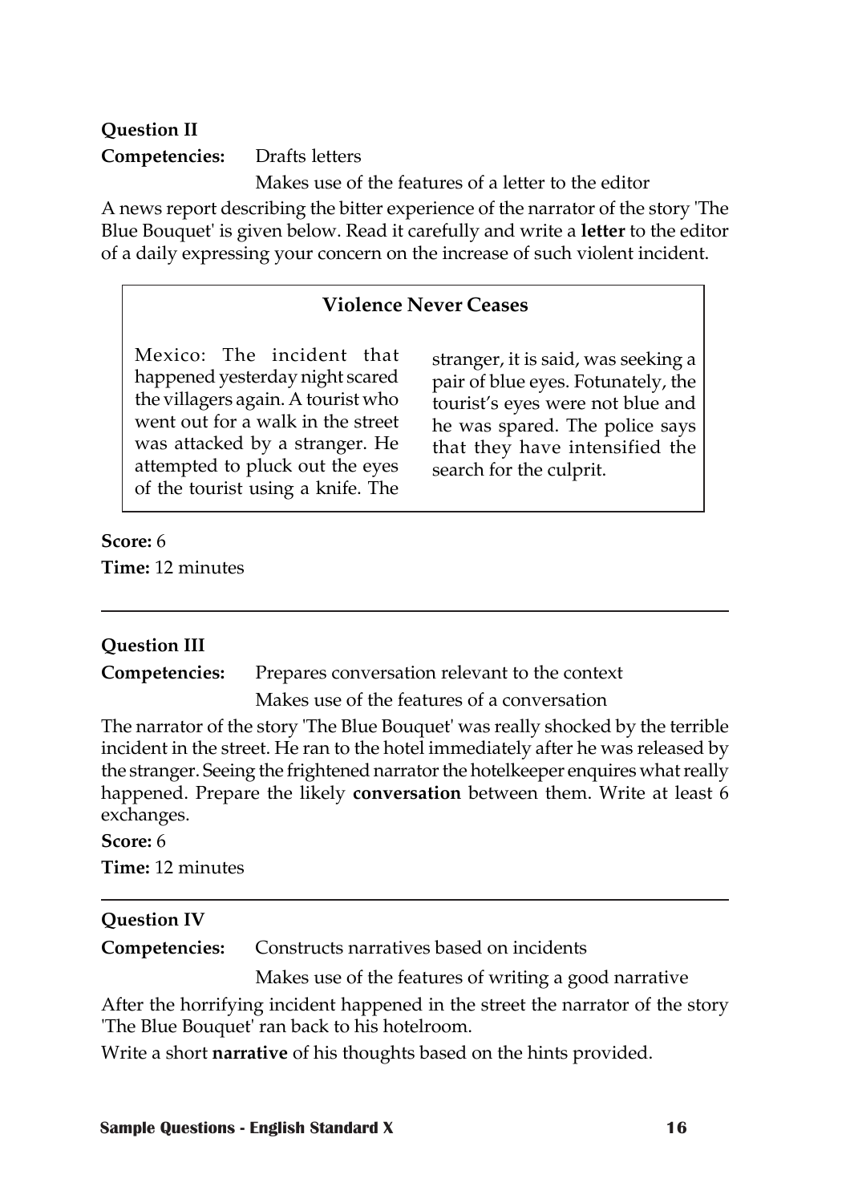**Question II**

**Competencies:** Drafts letters

Makes use of the features of a letter to the editor

A news report describing the bitter experience of the narrator of the story 'The Blue Bouquet' is given below. Read it carefully and write a **letter** to the editor of a daily expressing your concern on the increase of such violent incident.

> **Violence Never Ceases**
>
> Mexico: The incident that happened yesterday night scared the villagers again. A tourist who went out for a walk in the street was attacked by a stranger. He attempted to pluck out the eyes of the tourist using a knife. The stranger, it is said, was seeking a pair of blue eyes. Fotunately, the tourist's eyes were not blue and he was spared. The police says that they have intensified the search for the culprit.

**Score:** 6

**Time:** 12 minutes

---

**Question III**

**Competencies:** Prepares conversation relevant to the context

Makes use of the features of a conversation

The narrator of the story 'The Blue Bouquet' was really shocked by the terrible incident in the street. He ran to the hotel immediately after he was released by the stranger. Seeing the frightened narrator the hotelkeeper enquires what really happened. Prepare the likely **conversation** between them. Write at least 6 exchanges.

**Score:** 6

**Time:** 12 minutes

---

**Question IV**

**Competencies:** Constructs narratives based on incidents

Makes use of the features of writing a good narrative

After the horrifying incident happened in the street the narrator of the story 'The Blue Bouquet' ran back to his hotelroom.

Write a short **narrative** of his thoughts based on the hints provided.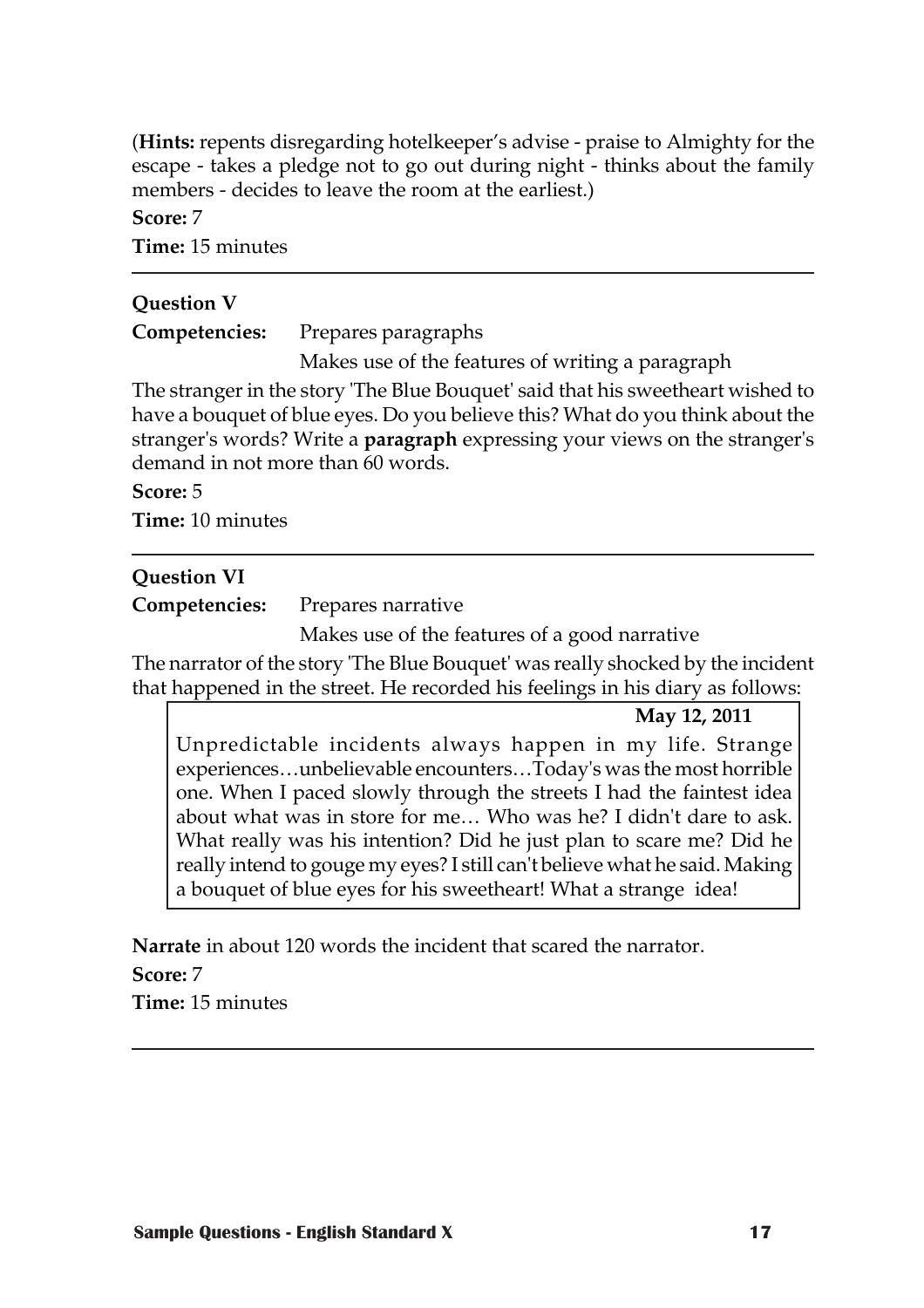(**Hints:** repents disregarding hotelkeeper's advise - praise to Almighty for the escape - takes a pledge not to go out during night - thinks about the family members - decides to leave the room at the earliest.)

**Score:** 7

**Time:** 15 minutes

---

### Question V

**Competencies:** Prepares paragraphs

Makes use of the features of writing a paragraph

The stranger in the story 'The Blue Bouquet' said that his sweetheart wished to have a bouquet of blue eyes. Do you believe this? What do you think about the stranger's words? Write a **paragraph** expressing your views on the stranger's demand in not more than 60 words.

**Score:** 5

**Time:** 10 minutes

---

### Question VI

**Competencies:** Prepares narrative

Makes use of the features of a good narrative

The narrator of the story 'The Blue Bouquet' was really shocked by the incident that happened in the street. He recorded his feelings in his diary as follows:

> **May 12, 2011**
>
> Unpredictable incidents always happen in my life. Strange experiences…unbelievable encounters…Today's was the most horrible one. When I paced slowly through the streets I had the faintest idea about what was in store for me… Who was he? I didn't dare to ask. What really was his intention? Did he just plan to scare me? Did he really intend to gouge my eyes? I still can't believe what he said. Making a bouquet of blue eyes for his sweetheart! What a strange idea!

**Narrate** in about 120 words the incident that scared the narrator.

**Score:** 7

**Time:** 15 minutes

---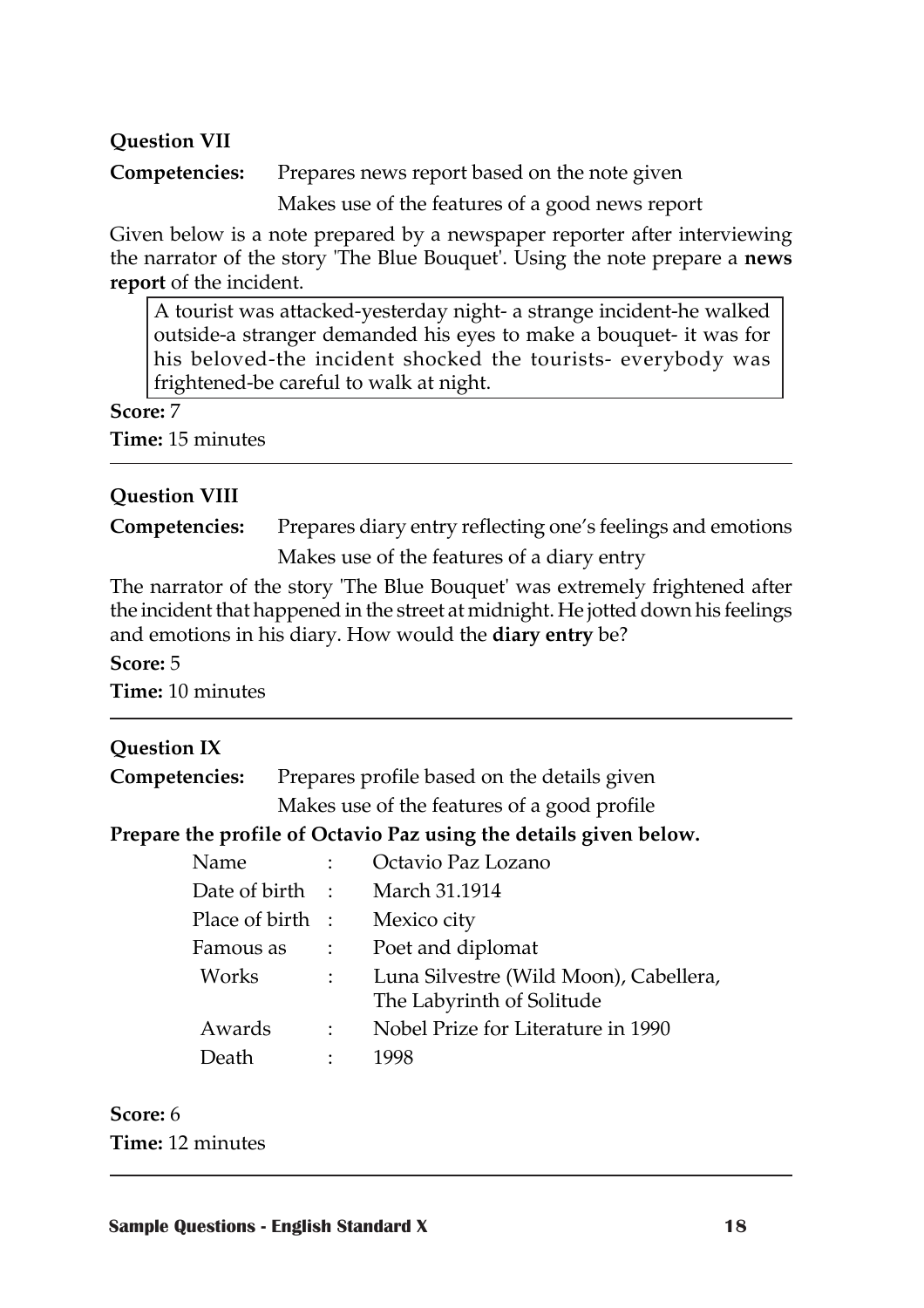**Question VII**

**Competencies:** Prepares news report based on the note given

Makes use of the features of a good news report

Given below is a note prepared by a newspaper reporter after interviewing the narrator of the story 'The Blue Bouquet'. Using the note prepare a **news report** of the incident.

> A tourist was attacked-yesterday night- a strange incident-he walked outside-a stranger demanded his eyes to make a bouquet- it was for his beloved-the incident shocked the tourists- everybody was frightened-be careful to walk at night.

**Score:** 7

**Time:** 15 minutes

---

**Question VIII**

**Competencies:** Prepares diary entry reflecting one's feelings and emotions

Makes use of the features of a diary entry

The narrator of the story 'The Blue Bouquet' was extremely frightened after the incident that happened in the street at midnight. He jotted down his feelings and emotions in his diary. How would the **diary entry** be?

**Score:** 5

**Time:** 10 minutes

---

**Question IX**

**Competencies:** Prepares profile based on the details given

Makes use of the features of a good profile

**Prepare the profile of Octavio Paz using the details given below.**

| | | |
|---|---|---|
| Name | : | Octavio Paz Lozano |
| Date of birth | : | March 31.1914 |
| Place of birth | : | Mexico city |
| Famous as | : | Poet and diplomat |
| Works | : | Luna Silvestre (Wild Moon), Cabellera, The Labyrinth of Solitude |
| Awards | : | Nobel Prize for Literature in 1990 |
| Death | : | 1998 |

**Score:** 6

**Time:** 12 minutes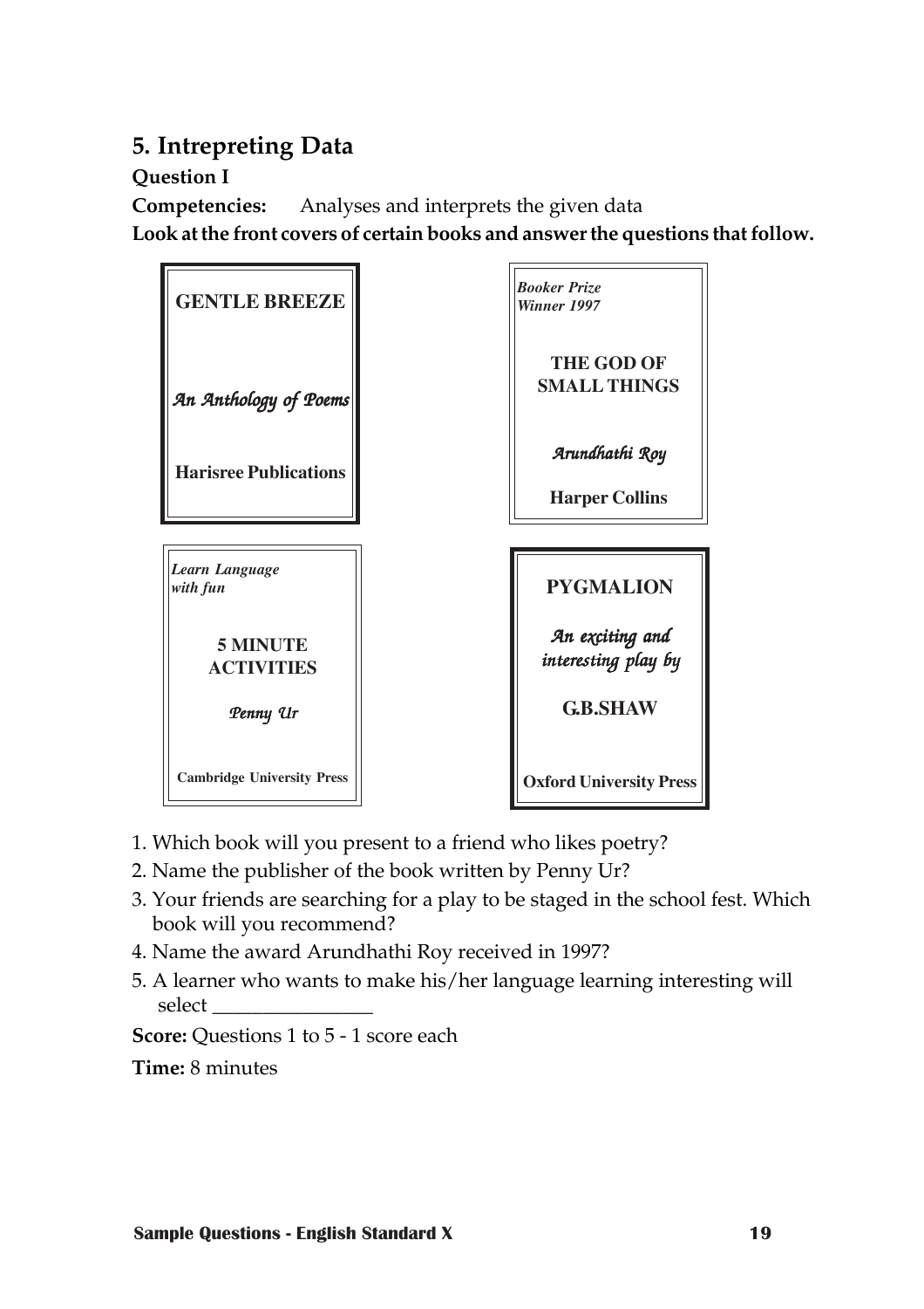## 5. Intrepreting Data

**Question I**

**Competencies:** Analyses and interprets the given data

**Look at the front covers of certain books and answer the questions that follow.**

**GENTLE BREEZE**

*An Anthology of Poems*

**Harisree Publications**

*Booker Prize Winner 1997*

**THE GOD OF SMALL THINGS**

*Arundhathi Roy*

**Harper Collins**

*Learn Language with fun*

**5 MINUTE ACTIVITIES**

*Penny Ur*

**Cambridge University Press**

**PYGMALION**

*An exciting and interesting play by*

**G.B.SHAW**

**Oxford University Press**

1. Which book will you present to a friend who likes poetry?
2. Name the publisher of the book written by Penny Ur?
3. Your friends are searching for a play to be staged in the school fest. Which book will you recommend?
4. Name the award Arundhathi Roy received in 1997?
5. A learner who wants to make his/her language learning interesting will select _______________

**Score:** Questions 1 to 5 - 1 score each

**Time:** 8 minutes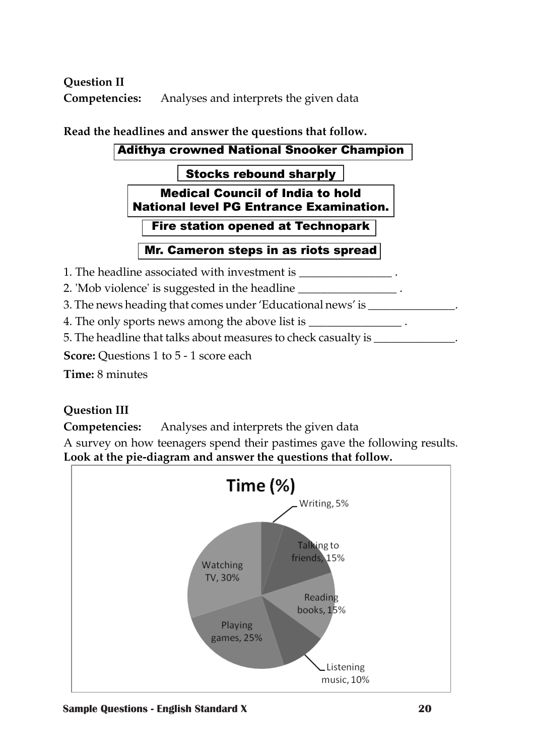**Question II**

**Competencies:** Analyses and interprets the given data

**Read the headlines and answer the questions that follow.**

**Adithya crowned National Snooker Champion**

**Stocks rebound sharply**

**Medical Council of India to hold National level PG Entrance Examination.**

**Fire station opened at Technopark**

**Mr. Cameron steps in as riots spread**

1. The headline associated with investment is ________________ .
2. 'Mob violence' is suggested in the headline _________________ .
3. The news heading that comes under 'Educational news' is _______________.
4. The only sports news among the above list is ________________ .
5. The headline that talks about measures to check casualty is ______________.

**Score:** Questions 1 to 5 - 1 score each

**Time:** 8 minutes

**Question III**

**Competencies:** Analyses and interprets the given data

A survey on how teenagers spend their pastimes gave the following results. **Look at the pie-diagram and answer the questions that follow.**

**Time (%)**

| Activity | Time (%) |
| --- | --- |
| Writing | 5% |
| Talking to friends | 15% |
| Reading books | 15% |
| Listening music | 10% |
| Playing games | 25% |
| Watching TV | 30% |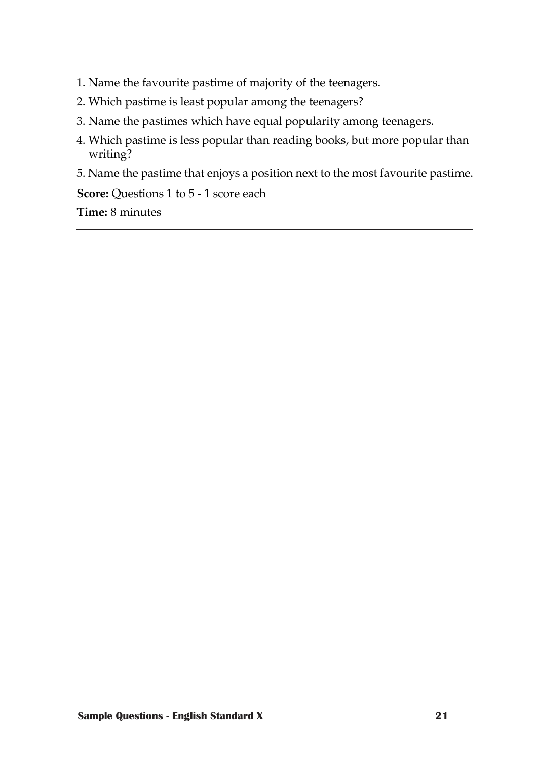1. Name the favourite pastime of majority of the teenagers.
2. Which pastime is least popular among the teenagers?
3. Name the pastimes which have equal popularity among teenagers.
4. Which pastime is less popular than reading books, but more popular than writing?
5. Name the pastime that enjoys a position next to the most favourite pastime.

**Score:** Questions 1 to 5 - 1 score each

**Time:** 8 minutes

---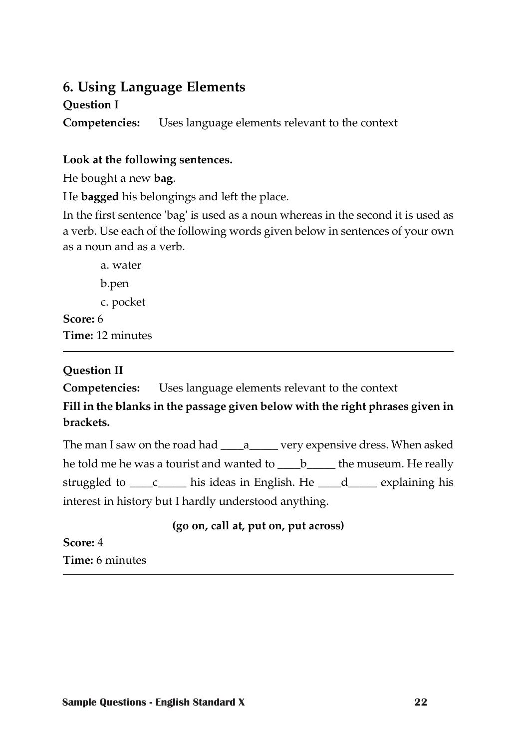## 6. Using Language Elements

**Question I**

**Competencies:** Uses language elements relevant to the context

**Look at the following sentences.**

He bought a new **bag**.

He **bagged** his belongings and left the place.

In the first sentence 'bag' is used as a noun whereas in the second it is used as a verb. Use each of the following words given below in sentences of your own as a noun and as a verb.

a. water

b.pen

c. pocket

**Score:** 6

**Time:** 12 minutes

---

**Question II**

**Competencies:** Uses language elements relevant to the context

**Fill in the blanks in the passage given below with the right phrases given in brackets.**

The man I saw on the road had ____a_____ very expensive dress. When asked he told me he was a tourist and wanted to ____b_____ the museum. He really struggled to ____c_____ his ideas in English. He ____d_____ explaining his interest in history but I hardly understood anything.

**(go on, call at, put on, put across)**

**Score:** 4

**Time:** 6 minutes

---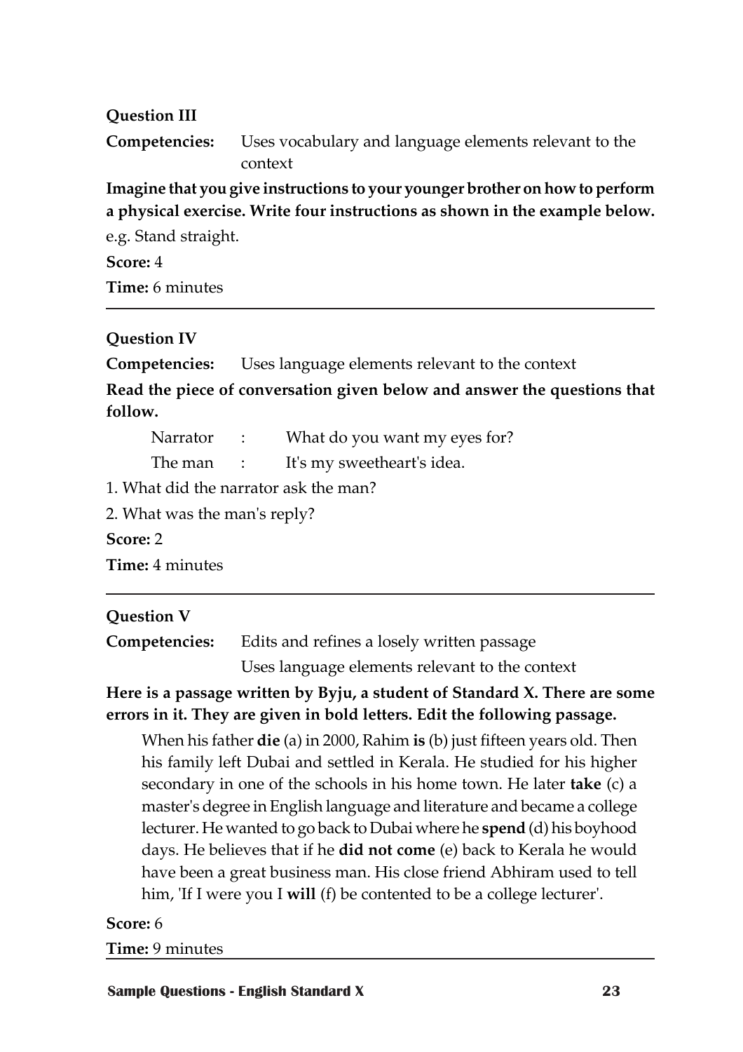**Question III**

**Competencies:** Uses vocabulary and language elements relevant to the context

**Imagine that you give instructions to your younger brother on how to perform a physical exercise. Write four instructions as shown in the example below.**

e.g. Stand straight.

**Score:** 4

**Time:** 6 minutes

---

**Question IV**

**Competencies:** Uses language elements relevant to the context

**Read the piece of conversation given below and answer the questions that follow.**

Narrator : What do you want my eyes for?

The man : It's my sweetheart's idea.

1. What did the narrator ask the man?
2. What was the man's reply?

**Score:** 2

**Time:** 4 minutes

---

**Question V**

**Competencies:** Edits and refines a losely written passage
Uses language elements relevant to the context

**Here is a passage written by Byju, a student of Standard X. There are some errors in it. They are given in bold letters. Edit the following passage.**

When his father **die** (a) in 2000, Rahim **is** (b) just fifteen years old. Then his family left Dubai and settled in Kerala. He studied for his higher secondary in one of the schools in his home town. He later **take** (c) a master's degree in English language and literature and became a college lecturer. He wanted to go back to Dubai where he **spend** (d) his boyhood days. He believes that if he **did not come** (e) back to Kerala he would have been a great business man. His close friend Abhiram used to tell him, 'If I were you I **will** (f) be contented to be a college lecturer'.

**Score:** 6

**Time:** 9 minutes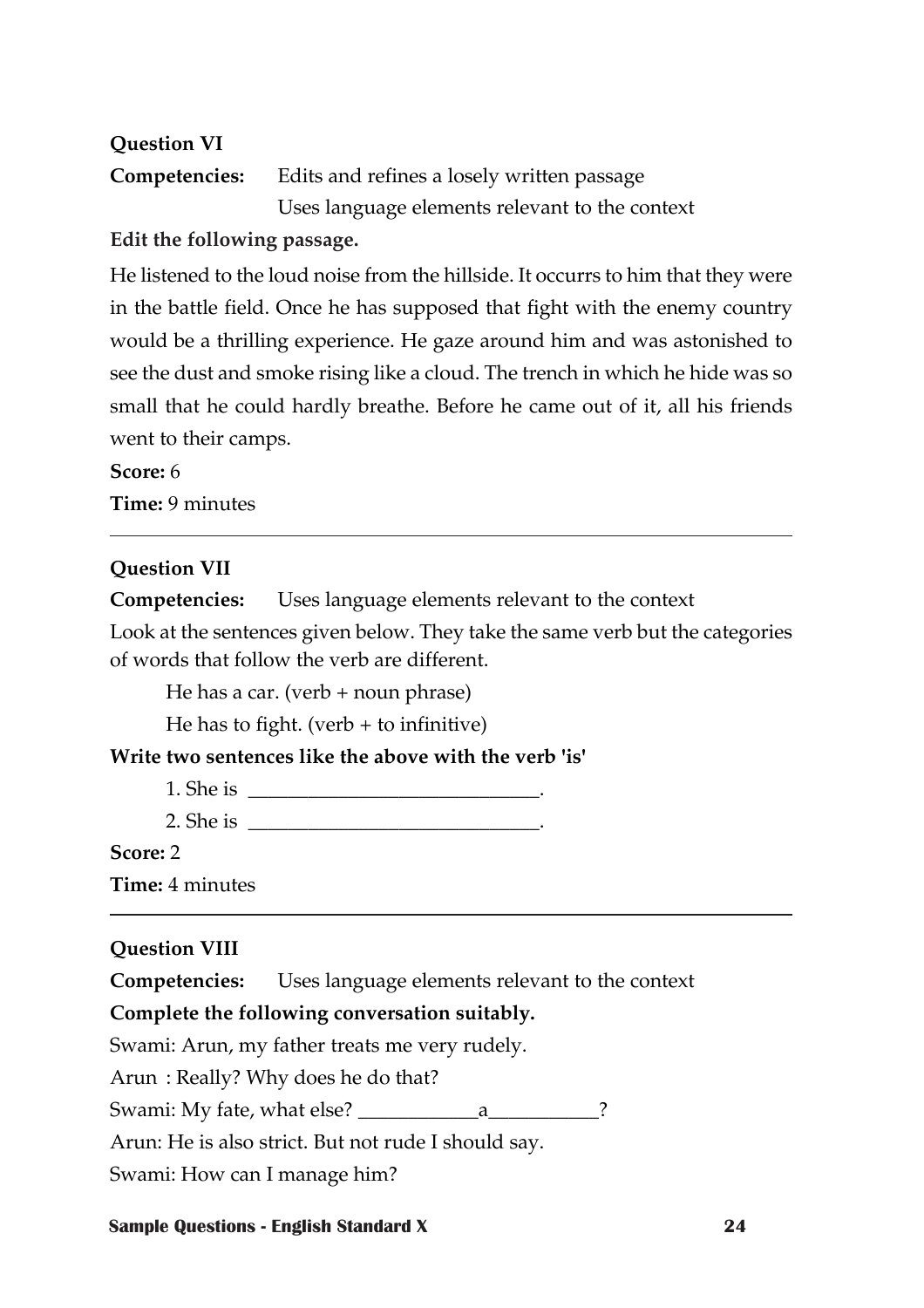**Question VI**

**Competencies:** Edits and refines a losely written passage

Uses language elements relevant to the context

**Edit the following passage.**

He listened to the loud noise from the hillside. It occurrs to him that they were in the battle field. Once he has supposed that fight with the enemy country would be a thrilling experience. He gaze around him and was astonished to see the dust and smoke rising like a cloud. The trench in which he hide was so small that he could hardly breathe. Before he came out of it, all his friends went to their camps.

**Score:** 6

**Time:** 9 minutes

---

**Question VII**

**Competencies:** Uses language elements relevant to the context

Look at the sentences given below. They take the same verb but the categories of words that follow the verb are different.

He has a car. (verb + noun phrase)

He has to fight. (verb + to infinitive)

**Write two sentences like the above with the verb 'is'**

1. She is _____________________________.
2. She is _____________________________.

**Score:** 2

**Time:** 4 minutes

---

**Question VIII**

**Competencies:** Uses language elements relevant to the context

**Complete the following conversation suitably.**

Swami: Arun, my father treats me very rudely.

Arun : Really? Why does he do that?

Swami: My fate, what else? ____________a___________?

Arun: He is also strict. But not rude I should say.

Swami: How can I manage him?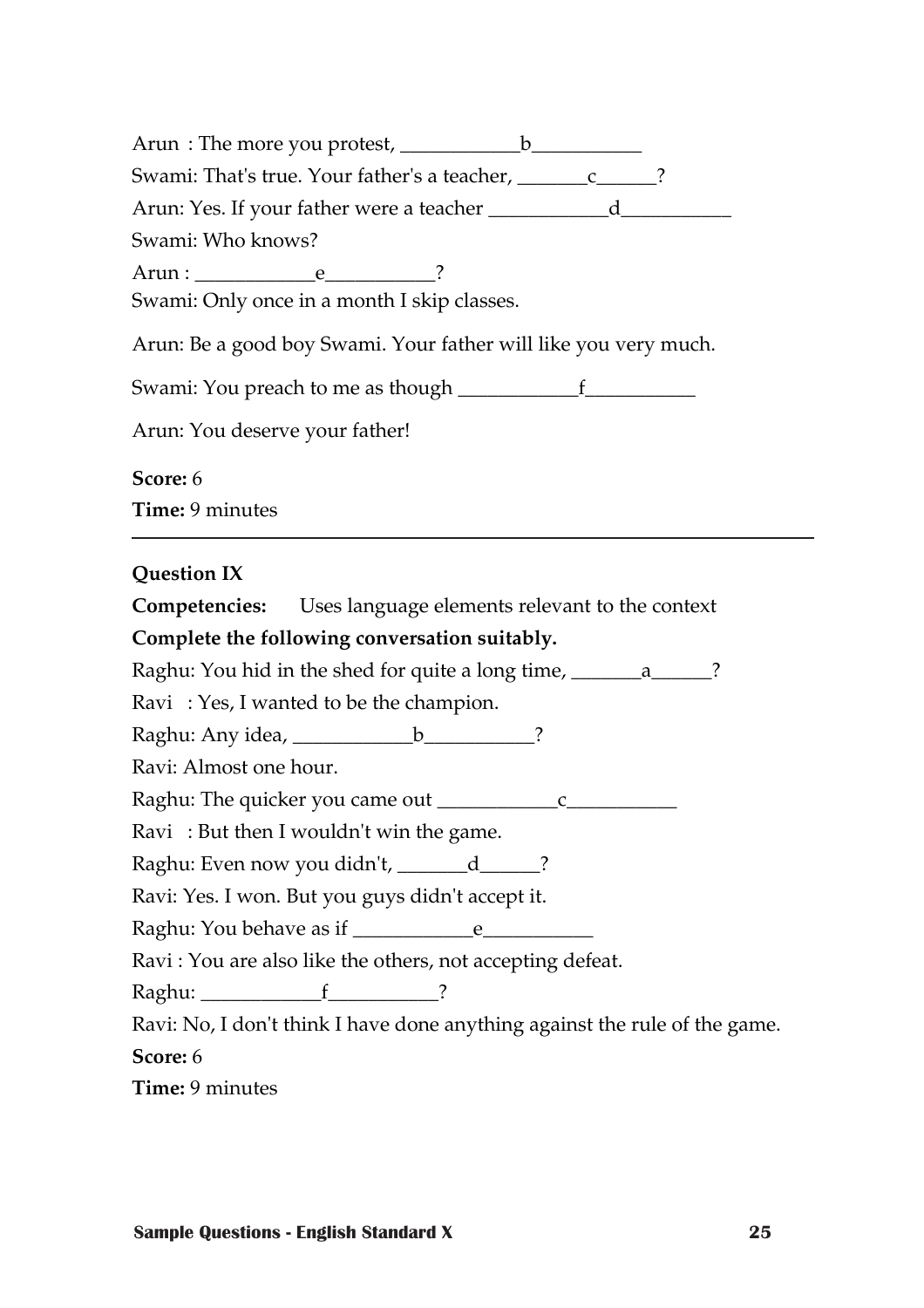Arun : The more you protest, ____________b___________

Swami: That's true. Your father's a teacher, _______c______?

Arun: Yes. If your father were a teacher ____________d___________

Swami: Who knows?

Arun : ____________e___________?

Swami: Only once in a month I skip classes.

Arun: Be a good boy Swami. Your father will like you very much.

Swami: You preach to me as though ____________f___________

Arun: You deserve your father!

**Score:** 6

**Time:** 9 minutes

---

**Question IX**

**Competencies:** Uses language elements relevant to the context

**Complete the following conversation suitably.**

Raghu: You hid in the shed for quite a long time, _______a______?

Ravi : Yes, I wanted to be the champion.

Raghu: Any idea, ____________b___________?

Ravi: Almost one hour.

Raghu: The quicker you came out ____________c___________

Ravi : But then I wouldn't win the game.

Raghu: Even now you didn't, _______d______?

Ravi: Yes. I won. But you guys didn't accept it.

Raghu: You behave as if ____________e___________

Ravi : You are also like the others, not accepting defeat.

Raghu: ____________f___________?

Ravi: No, I don't think I have done anything against the rule of the game.

**Score:** 6

**Time:** 9 minutes